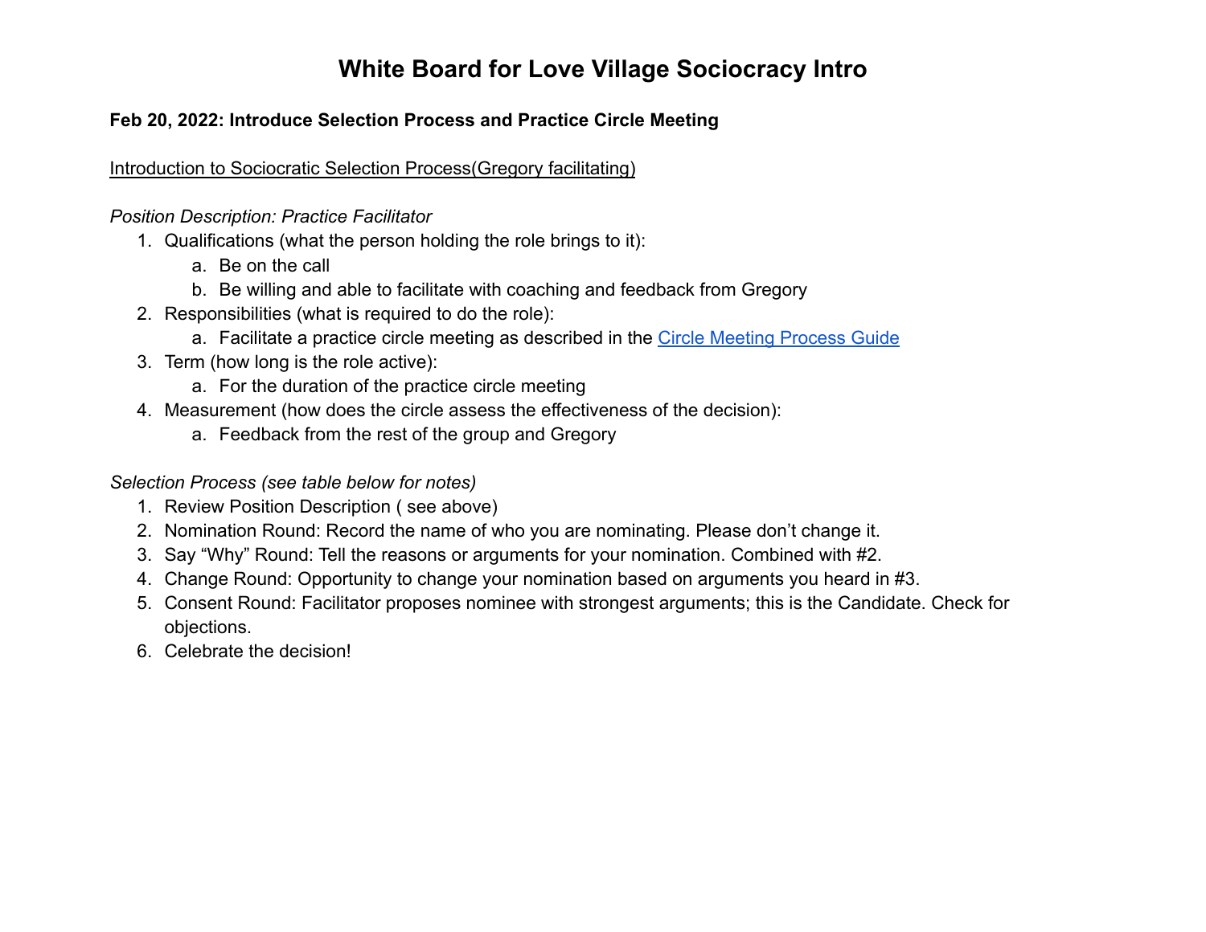# White Board for Love Village Sociocracy Intro

**Feb 20, 2022: Introduce Selection Process and Practice Circle Meeting**

<u>Introduction to Sociocratic Selection Process(Gregory facilitating)</u>

*Position Description: Practice Facilitator*

1. Qualifications (what the person holding the role brings to it):
   a. Be on the call
   b. Be willing and able to facilitate with coaching and feedback from Gregory
2. Responsibilities (what is required to do the role):
   a. Facilitate a practice circle meeting as described in the [Circle Meeting Process Guide]
3. Term (how long is the role active):
   a. For the duration of the practice circle meeting
4. Measurement (how does the circle assess the effectiveness of the decision):
   a. Feedback from the rest of the group and Gregory

*Selection Process (see table below for notes)*

1. Review Position Description ( see above)
2. Nomination Round: Record the name of who you are nominating. Please don't change it.
3. Say "Why" Round: Tell the reasons or arguments for your nomination. Combined with #2.
4. Change Round: Opportunity to change your nomination based on arguments you heard in #3.
5. Consent Round: Facilitator proposes nominee with strongest arguments; this is the Candidate. Check for objections.
6. Celebrate the decision!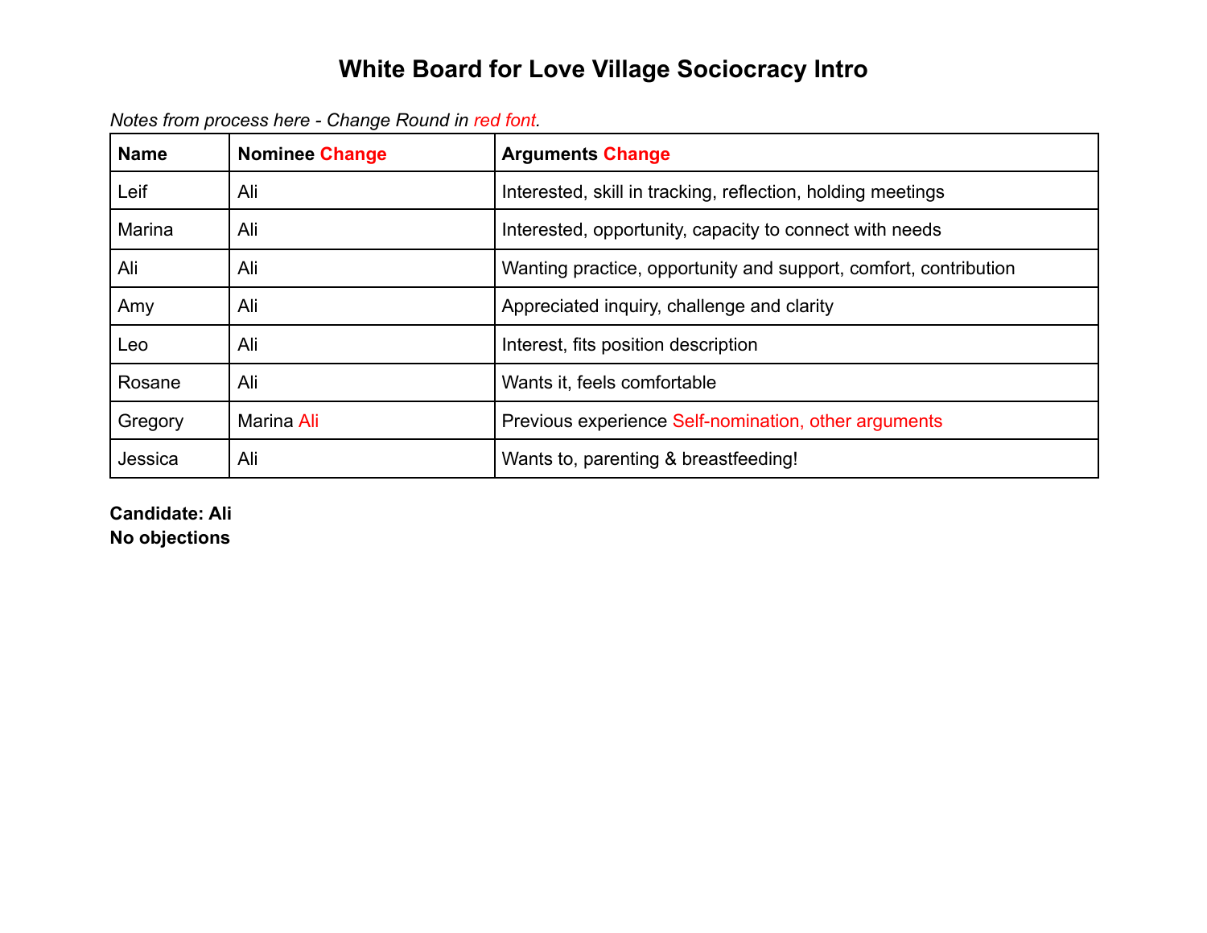# White Board for Love Village Sociocracy Intro

*Notes from process here - Change Round in red font.*

| Name | Nominee Change | Arguments Change |
|---|---|---|
| Leif | Ali | Interested, skill in tracking, reflection, holding meetings |
| Marina | Ali | Interested, opportunity, capacity to connect with needs |
| Ali | Ali | Wanting practice, opportunity and support, comfort, contribution |
| Amy | Ali | Appreciated inquiry, challenge and clarity |
| Leo | Ali | Interest, fits position description |
| Rosane | Ali | Wants it, feels comfortable |
| Gregory | Marina Ali | Previous experience Self-nomination, other arguments |
| Jessica | Ali | Wants to, parenting & breastfeeding! |

**Candidate: Ali**
**No objections**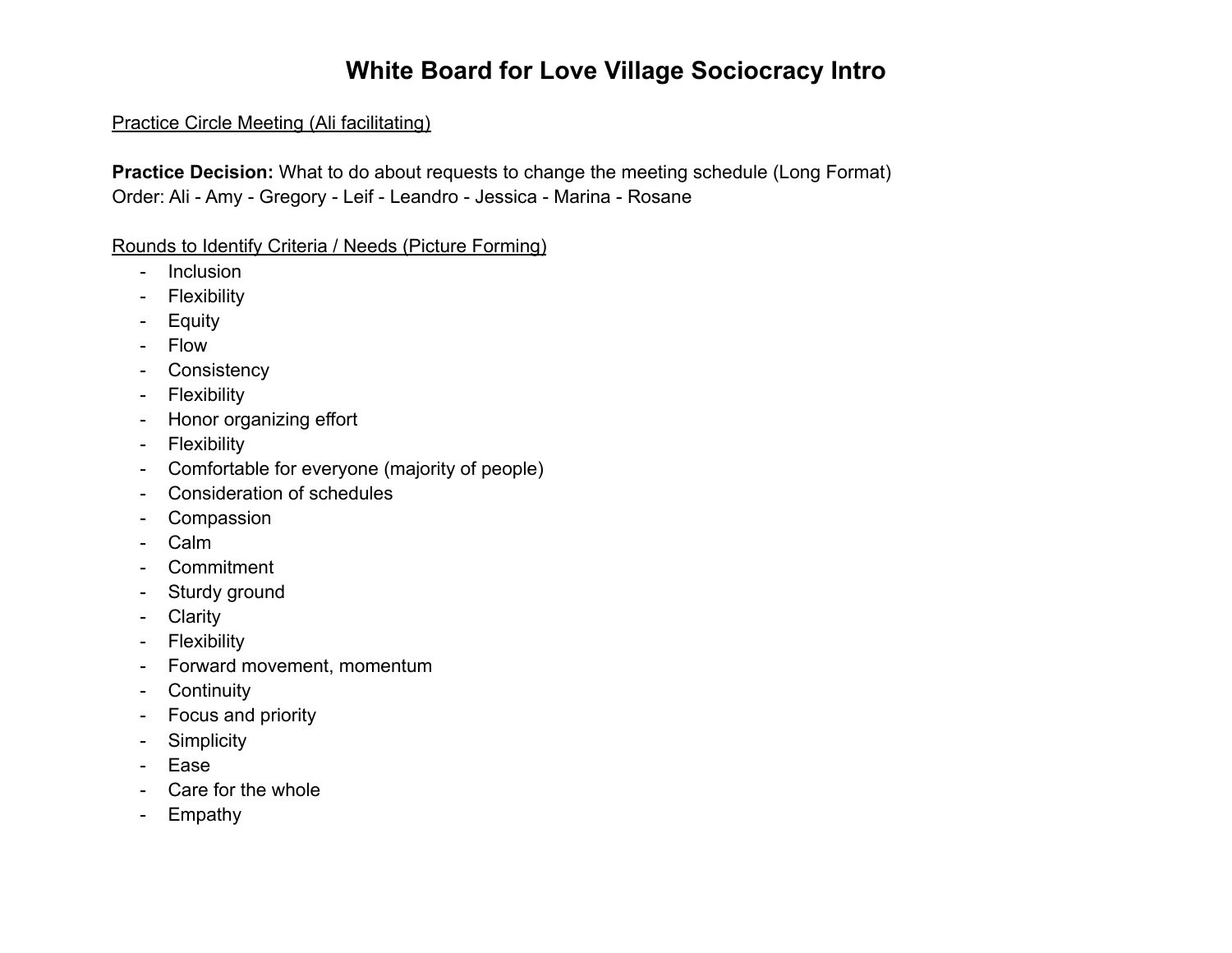# White Board for Love Village Sociocracy Intro

<u>Practice Circle Meeting (Ali facilitating)</u>

**Practice Decision:** What to do about requests to change the meeting schedule (Long Format)
Order: Ali - Amy - Gregory - Leif - Leandro - Jessica - Marina - Rosane

<u>Rounds to Identify Criteria / Needs (Picture Forming)</u>

- Inclusion
- Flexibility
- Equity
- Flow
- Consistency
- Flexibility
- Honor organizing effort
- Flexibility
- Comfortable for everyone (majority of people)
- Consideration of schedules
- Compassion
- Calm
- Commitment
- Sturdy ground
- Clarity
- Flexibility
- Forward movement, momentum
- Continuity
- Focus and priority
- Simplicity
- Ease
- Care for the whole
- Empathy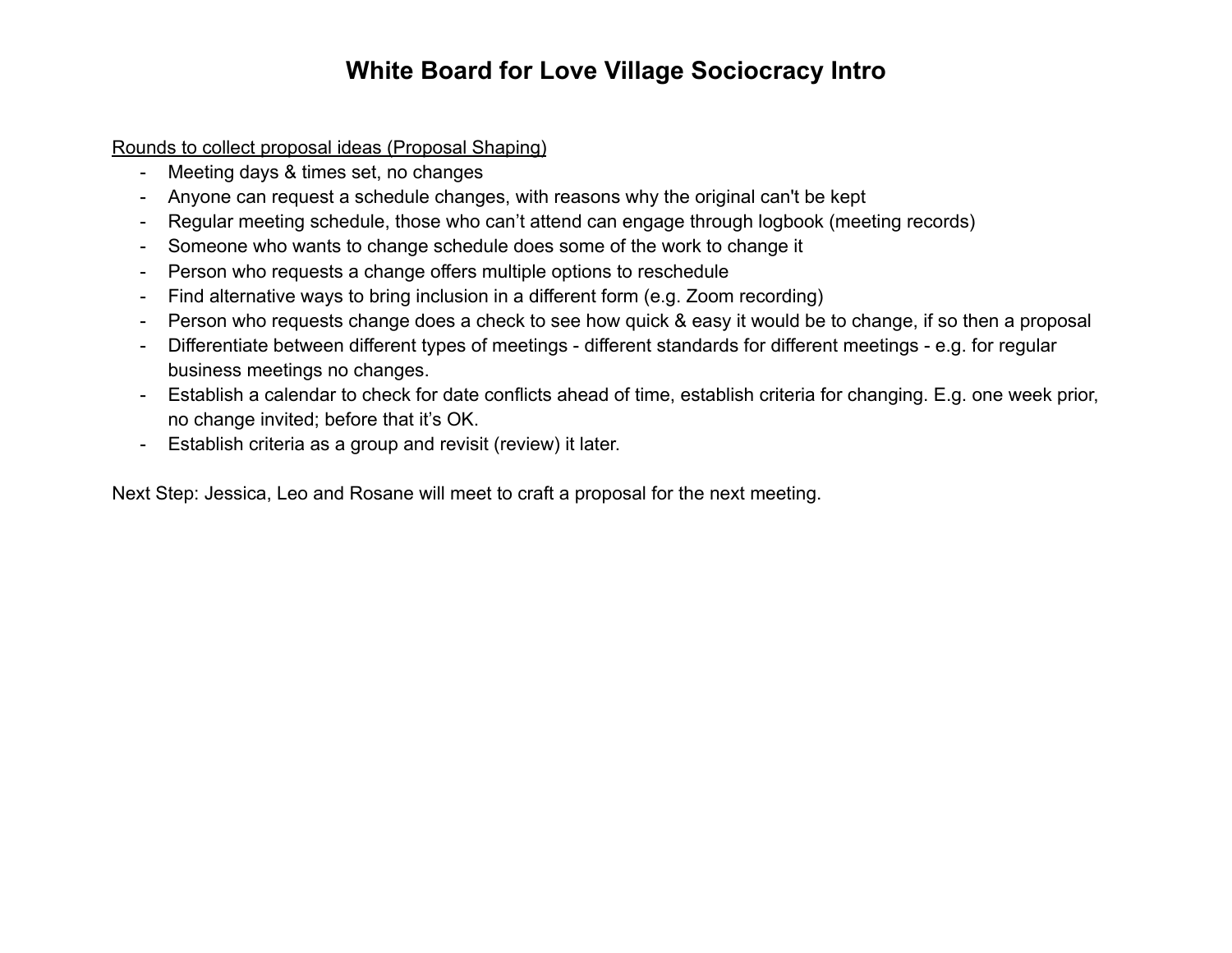# White Board for Love Village Sociocracy Intro

<u>Rounds to collect proposal ideas (Proposal Shaping)</u>

- Meeting days & times set, no changes
- Anyone can request a schedule changes, with reasons why the original can't be kept
- Regular meeting schedule, those who can't attend can engage through logbook (meeting records)
- Someone who wants to change schedule does some of the work to change it
- Person who requests a change offers multiple options to reschedule
- Find alternative ways to bring inclusion in a different form (e.g. Zoom recording)
- Person who requests change does a check to see how quick & easy it would be to change, if so then a proposal
- Differentiate between different types of meetings - different standards for different meetings - e.g. for regular business meetings no changes.
- Establish a calendar to check for date conflicts ahead of time, establish criteria for changing. E.g. one week prior, no change invited; before that it's OK.
- Establish criteria as a group and revisit (review) it later.

Next Step: Jessica, Leo and Rosane will meet to craft a proposal for the next meeting.